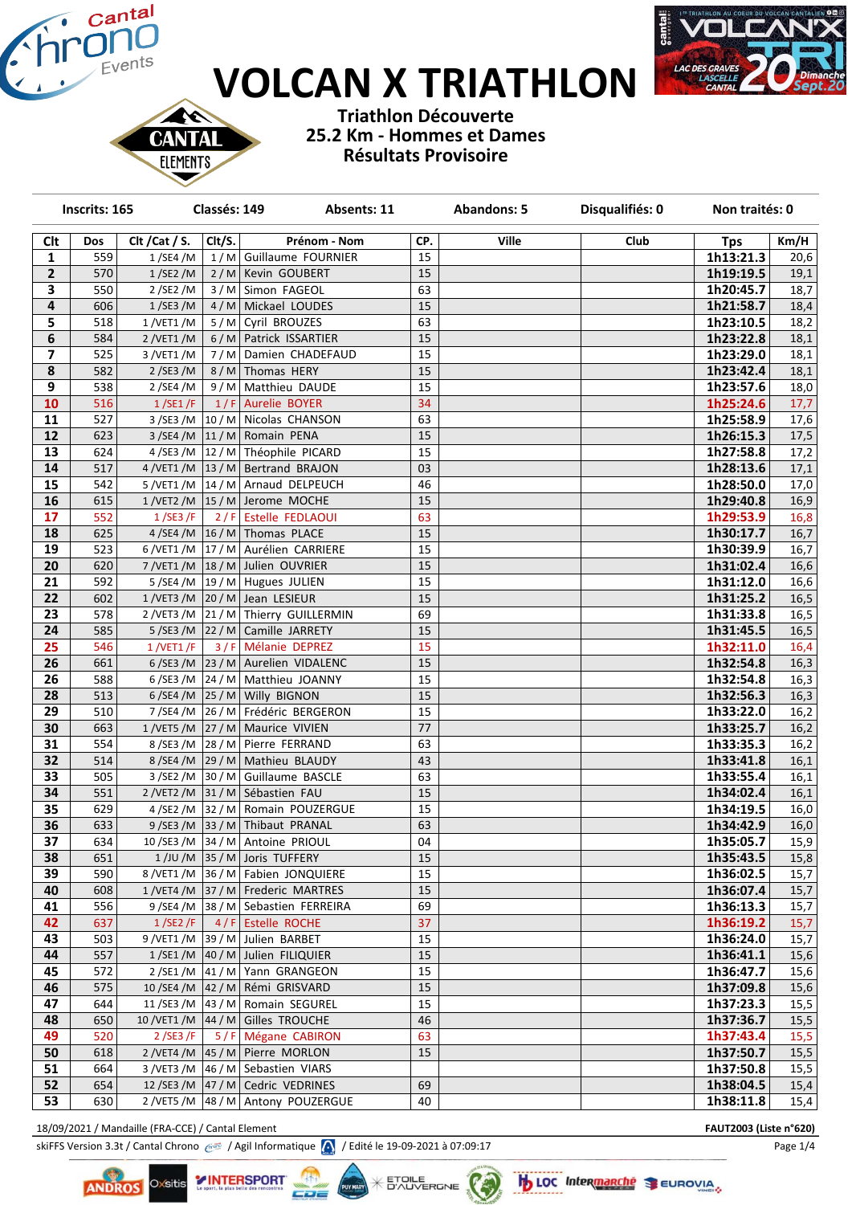# VOLCAN X TRIATHLON

**Triathlon Découverte**
**25.2 Km - Hommes et Dames**
**Résultats Provisoire**

| Inscrits: 165 | Classés: 149 | Absents: 11 | Abandons: 5 | Disqualifiés: 0 | Non traités: 0 |
|---|---|---|---|---|---|

| Clt | Dos | Clt /Cat / S. | Clt/S. | Prénom - Nom | CP. | Ville | Club | Tps | Km/H |
|---|---|---|---|---|---|---|---|---|---|
| 1 | 559 | 1 /SE4 /M | 1 / M | Guillaume FOURNIER | 15 | | | 1h13:21.3 | 20,6 |
| 2 | 570 | 1 /SE2 /M | 2 / M | Kevin GOUBERT | 15 | | | 1h19:19.5 | 19,1 |
| 3 | 550 | 2 /SE2 /M | 3 / M | Simon FAGEOL | 63 | | | 1h20:45.7 | 18,7 |
| 4 | 606 | 1 /SE3 /M | 4 / M | Mickael LOUDES | 15 | | | 1h21:58.7 | 18,4 |
| 5 | 518 | 1 /VET1 /M | 5 / M | Cyril BROUZES | 63 | | | 1h23:10.5 | 18,2 |
| 6 | 584 | 2 /VET1 /M | 6 / M | Patrick ISSARTIER | 15 | | | 1h23:22.8 | 18,1 |
| 7 | 525 | 3 /VET1 /M | 7 / M | Damien CHADEFAUD | 15 | | | 1h23:29.0 | 18,1 |
| 8 | 582 | 2 /SE3 /M | 8 / M | Thomas HERY | 15 | | | 1h23:42.4 | 18,1 |
| 9 | 538 | 2 /SE4 /M | 9 / M | Matthieu DAUDE | 15 | | | 1h23:57.6 | 18,0 |
| 10 | 516 | 1 /SE1 /F | 1 / F | Aurelie BOYER | 34 | | | 1h25:24.6 | 17,7 |
| 11 | 527 | 3 /SE3 /M | 10 / M | Nicolas CHANSON | 63 | | | 1h25:58.9 | 17,6 |
| 12 | 623 | 3 /SE4 /M | 11 / M | Romain PENA | 15 | | | 1h26:15.3 | 17,5 |
| 13 | 624 | 4 /SE3 /M | 12 / M | Théophile PICARD | 15 | | | 1h27:58.8 | 17,2 |
| 14 | 517 | 4 /VET1 /M | 13 / M | Bertrand BRAJON | 03 | | | 1h28:13.6 | 17,1 |
| 15 | 542 | 5 /VET1 /M | 14 / M | Arnaud DELPEUCH | 46 | | | 1h28:50.0 | 17,0 |
| 16 | 615 | 1 /VET2 /M | 15 / M | Jerome MOCHE | 15 | | | 1h29:40.8 | 16,9 |
| 17 | 552 | 1 /SE3 /F | 2 / F | Estelle FEDLAOUI | 63 | | | 1h29:53.9 | 16,8 |
| 18 | 625 | 4 /SE4 /M | 16 / M | Thomas PLACE | 15 | | | 1h30:17.7 | 16,7 |
| 19 | 523 | 6 /VET1 /M | 17 / M | Aurélien CARRIERE | 15 | | | 1h30:39.9 | 16,7 |
| 20 | 620 | 7 /VET1 /M | 18 / M | Julien OUVRIER | 15 | | | 1h31:02.4 | 16,6 |
| 21 | 592 | 5 /SE4 /M | 19 / M | Hugues JULIEN | 15 | | | 1h31:12.0 | 16,6 |
| 22 | 602 | 1 /VET3 /M | 20 / M | Jean LESIEUR | 15 | | | 1h31:25.2 | 16,5 |
| 23 | 578 | 2 /VET3 /M | 21 / M | Thierry GUILLERMIN | 69 | | | 1h31:33.8 | 16,5 |
| 24 | 585 | 5 /SE3 /M | 22 / M | Camille JARRETY | 15 | | | 1h31:45.5 | 16,5 |
| 25 | 546 | 1 /VET1 /F | 3 / F | Mélanie DEPREZ | 15 | | | 1h32:11.0 | 16,4 |
| 26 | 661 | 6 /SE3 /M | 23 / M | Aurelien VIDALENC | 15 | | | 1h32:54.8 | 16,3 |
| 26 | 588 | 6 /SE3 /M | 24 / M | Matthieu JOANNY | 15 | | | 1h32:54.8 | 16,3 |
| 28 | 513 | 6 /SE4 /M | 25 / M | Willy BIGNON | 15 | | | 1h32:56.3 | 16,3 |
| 29 | 510 | 7 /SE4 /M | 26 / M | Frédéric BERGERON | 15 | | | 1h33:22.0 | 16,2 |
| 30 | 663 | 1 /VET5 /M | 27 / M | Maurice VIVIEN | 77 | | | 1h33:25.7 | 16,2 |
| 31 | 554 | 8 /SE3 /M | 28 / M | Pierre FERRAND | 63 | | | 1h33:35.3 | 16,2 |
| 32 | 514 | 8 /SE4 /M | 29 / M | Mathieu BLAUDY | 43 | | | 1h33:41.8 | 16,1 |
| 33 | 505 | 3 /SE2 /M | 30 / M | Guillaume BASCLE | 63 | | | 1h33:55.4 | 16,1 |
| 34 | 551 | 2 /VET2 /M | 31 / M | Sébastien FAU | 15 | | | 1h34:02.4 | 16,1 |
| 35 | 629 | 4 /SE2 /M | 32 / M | Romain POUZERGUE | 15 | | | 1h34:19.5 | 16,0 |
| 36 | 633 | 9 /SE3 /M | 33 / M | Thibaut PRANAL | 63 | | | 1h34:42.9 | 16,0 |
| 37 | 634 | 10 /SE3 /M | 34 / M | Antoine PRIOUL | 04 | | | 1h35:05.7 | 15,9 |
| 38 | 651 | 1 /JU /M | 35 / M | Joris TUFFERY | 15 | | | 1h35:43.5 | 15,8 |
| 39 | 590 | 8 /VET1 /M | 36 / M | Fabien JONQUIERE | 15 | | | 1h36:02.5 | 15,7 |
| 40 | 608 | 1 /VET4 /M | 37 / M | Frederic MARTRES | 15 | | | 1h36:07.4 | 15,7 |
| 41 | 556 | 9 /SE4 /M | 38 / M | Sebastien FERREIRA | 69 | | | 1h36:13.3 | 15,7 |
| 42 | 637 | 1 /SE2 /F | 4 / F | Estelle ROCHE | 37 | | | 1h36:19.2 | 15,7 |
| 43 | 503 | 9 /VET1 /M | 39 / M | Julien BARBET | 15 | | | 1h36:24.0 | 15,7 |
| 44 | 557 | 1 /SE1 /M | 40 / M | Julien FILIQUIER | 15 | | | 1h36:41.1 | 15,6 |
| 45 | 572 | 2 /SE1 /M | 41 / M | Yann GRANGEON | 15 | | | 1h36:47.7 | 15,6 |
| 46 | 575 | 10 /SE4 /M | 42 / M | Rémi GRISVARD | 15 | | | 1h37:09.8 | 15,6 |
| 47 | 644 | 11 /SE3 /M | 43 / M | Romain SEGUREL | 15 | | | 1h37:23.3 | 15,5 |
| 48 | 650 | 10 /VET1 /M | 44 / M | Gilles TROUCHE | 46 | | | 1h37:36.7 | 15,5 |
| 49 | 520 | 2 /SE3 /F | 5 / F | Mégane CABIRON | 63 | | | 1h37:43.4 | 15,5 |
| 50 | 618 | 2 /VET4 /M | 45 / M | Pierre MORLON | 15 | | | 1h37:50.7 | 15,5 |
| 51 | 664 | 3 /VET3 /M | 46 / M | Sebastien VIARS | | | | 1h37:50.8 | 15,5 |
| 52 | 654 | 12 /SE3 /M | 47 / M | Cedric VEDRINES | 69 | | | 1h38:04.5 | 15,4 |
| 53 | 630 | 2 /VET5 /M | 48 / M | Antony POUZERGUE | 40 | | | 1h38:11.8 | 15,4 |

18/09/2021 / Mandaille (FRA-CCE) / Cantal Element — **FAUT2003 (Liste n°620)**

skiFFS Version 3.3t / Cantal Chrono / Agil Informatique / Edité le 19-09-2021 à 07:09:17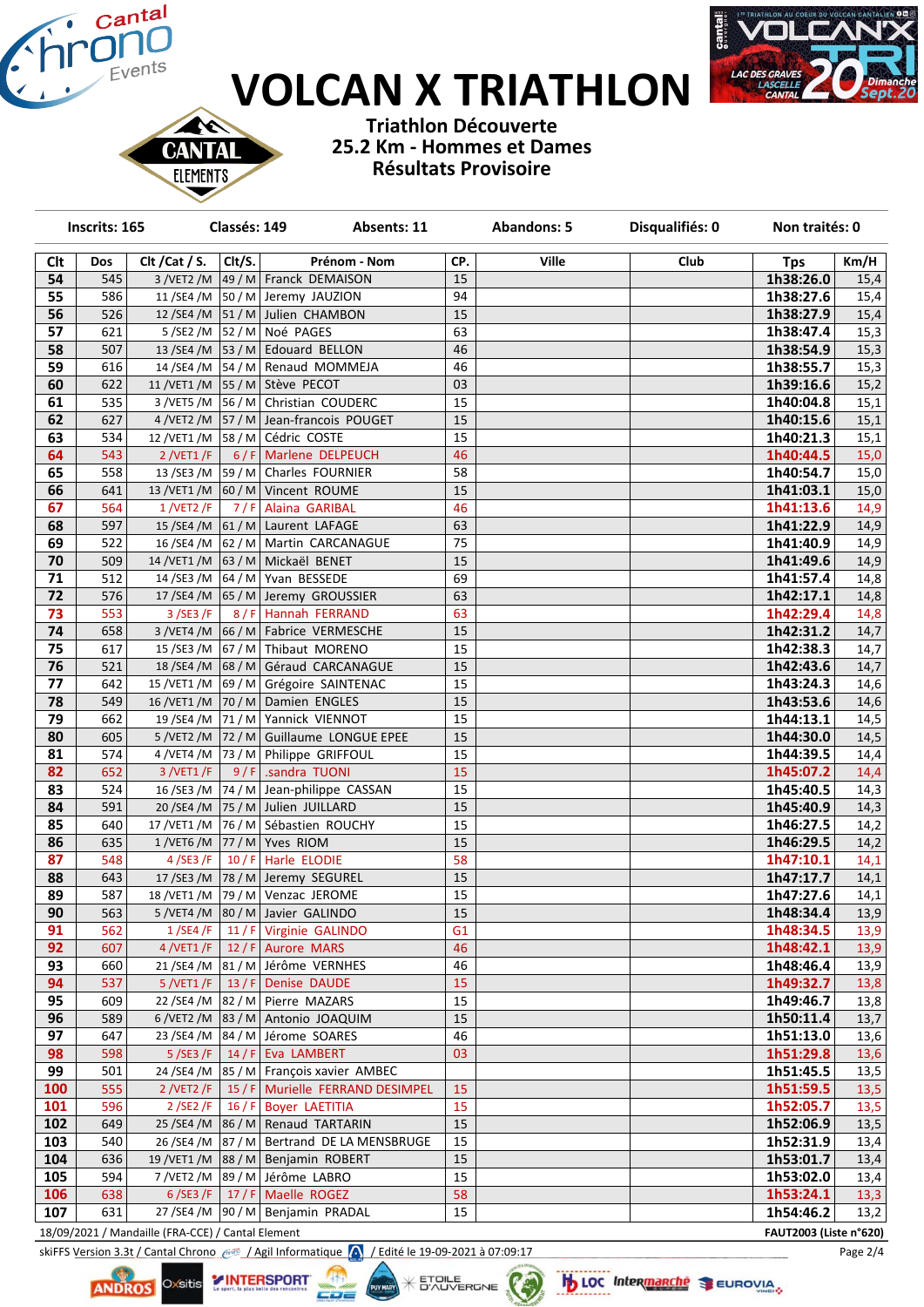# VOLCAN X TRIATHLON

## Triathlon Découverte
## 25.2 Km - Hommes et Dames
## Résultats Provisoire

| Inscrits: 165 | Classés: 149 | Absents: 11 | Abandons: 5 | Disqualifiés: 0 | Non traités: 0 |
|---|---|---|---|---|---|

| Clt | Dos | Clt /Cat / S. | Clt/S. | Prénom - Nom | CP. | Ville | Club | Tps | Km/H |
|---|---|---|---|---|---|---|---|---|---|
| 54 | 545 | 3 /VET2 /M | 49 / M | Franck DEMAISON | 15 | | | 1h38:26.0 | 15,4 |
| 55 | 586 | 11 /SE4 /M | 50 / M | Jeremy JAUZION | 94 | | | 1h38:27.6 | 15,4 |
| 56 | 526 | 12 /SE4 /M | 51 / M | Julien CHAMBON | 15 | | | 1h38:27.9 | 15,4 |
| 57 | 621 | 5 /SE2 /M | 52 / M | Noé PAGES | 63 | | | 1h38:47.4 | 15,3 |
| 58 | 507 | 13 /SE4 /M | 53 / M | Edouard BELLON | 46 | | | 1h38:54.9 | 15,3 |
| 59 | 616 | 14 /SE4 /M | 54 / M | Renaud MOMMEJA | 46 | | | 1h38:55.7 | 15,3 |
| 60 | 622 | 11 /VET1 /M | 55 / M | Stève PECOT | 03 | | | 1h39:16.6 | 15,2 |
| 61 | 535 | 3 /VET5 /M | 56 / M | Christian COUDERC | 15 | | | 1h40:04.8 | 15,1 |
| 62 | 627 | 4 /VET2 /M | 57 / M | Jean-francois POUGET | 15 | | | 1h40:15.6 | 15,1 |
| 63 | 534 | 12 /VET1 /M | 58 / M | Cédric COSTE | 15 | | | 1h40:21.3 | 15,1 |
| 64 | 543 | 2 /VET1 /F | 6 / F | Marlene DELPEUCH | 46 | | | 1h40:44.5 | 15,0 |
| 65 | 558 | 13 /SE3 /M | 59 / M | Charles FOURNIER | 58 | | | 1h40:54.7 | 15,0 |
| 66 | 641 | 13 /VET1 /M | 60 / M | Vincent ROUME | 15 | | | 1h41:03.1 | 15,0 |
| 67 | 564 | 1 /VET2 /F | 7 / F | Alaina GARIBAL | 46 | | | 1h41:13.6 | 14,9 |
| 68 | 597 | 15 /SE4 /M | 61 / M | Laurent LAFAGE | 63 | | | 1h41:22.9 | 14,9 |
| 69 | 522 | 16 /SE4 /M | 62 / M | Martin CARCANAGUE | 75 | | | 1h41:40.9 | 14,9 |
| 70 | 509 | 14 /VET1 /M | 63 / M | Mickaël BENET | 15 | | | 1h41:49.6 | 14,9 |
| 71 | 512 | 14 /SE3 /M | 64 / M | Yvan BESSEDE | 69 | | | 1h41:57.4 | 14,8 |
| 72 | 576 | 17 /SE4 /M | 65 / M | Jeremy GROUSSIER | 63 | | | 1h42:17.1 | 14,8 |
| 73 | 553 | 3 /SE3 /F | 8 / F | Hannah FERRAND | 63 | | | 1h42:29.4 | 14,8 |
| 74 | 658 | 3 /VET4 /M | 66 / M | Fabrice VERMESCHE | 15 | | | 1h42:31.2 | 14,7 |
| 75 | 617 | 15 /SE3 /M | 67 / M | Thibaut MORENO | 15 | | | 1h42:38.3 | 14,7 |
| 76 | 521 | 18 /SE4 /M | 68 / M | Géraud CARCANAGUE | 15 | | | 1h42:43.6 | 14,7 |
| 77 | 642 | 15 /VET1 /M | 69 / M | Grégoire SAINTENAC | 15 | | | 1h43:24.3 | 14,6 |
| 78 | 549 | 16 /VET1 /M | 70 / M | Damien ENGLES | 15 | | | 1h43:53.6 | 14,6 |
| 79 | 662 | 19 /SE4 /M | 71 / M | Yannick VIENNOT | 15 | | | 1h44:13.1 | 14,5 |
| 80 | 605 | 5 /VET2 /M | 72 / M | Guillaume LONGUE EPEE | 15 | | | 1h44:30.0 | 14,5 |
| 81 | 574 | 4 /VET4 /M | 73 / M | Philippe GRIFFOUL | 15 | | | 1h44:39.5 | 14,4 |
| 82 | 652 | 3 /VET1 /F | 9 / F | .sandra TUONI | 15 | | | 1h45:07.2 | 14,4 |
| 83 | 524 | 16 /SE3 /M | 74 / M | Jean-philippe CASSAN | 15 | | | 1h45:40.5 | 14,3 |
| 84 | 591 | 20 /SE4 /M | 75 / M | Julien JUILLARD | 15 | | | 1h45:40.9 | 14,3 |
| 85 | 640 | 17 /VET1 /M | 76 / M | Sébastien ROUCHY | 15 | | | 1h46:27.5 | 14,2 |
| 86 | 635 | 1 /VET6 /M | 77 / M | Yves RIOM | 15 | | | 1h46:29.5 | 14,2 |
| 87 | 548 | 4 /SE3 /F | 10 / F | Harle ELODIE | 58 | | | 1h47:10.1 | 14,1 |
| 88 | 643 | 17 /SE3 /M | 78 / M | Jeremy SEGUREL | 15 | | | 1h47:17.7 | 14,1 |
| 89 | 587 | 18 /VET1 /M | 79 / M | Venzac JEROME | 15 | | | 1h47:27.6 | 14,1 |
| 90 | 563 | 5 /VET4 /M | 80 / M | Javier GALINDO | 15 | | | 1h48:34.4 | 13,9 |
| 91 | 562 | 1 /SE4 /F | 11 / F | Virginie GALINDO | G1 | | | 1h48:34.5 | 13,9 |
| 92 | 607 | 4 /VET1 /F | 12 / F | Aurore MARS | 46 | | | 1h48:42.1 | 13,9 |
| 93 | 660 | 21 /SE4 /M | 81 / M | Jérôme VERNHES | 46 | | | 1h48:46.4 | 13,9 |
| 94 | 537 | 5 /VET1 /F | 13 / F | Denise DAUDE | 15 | | | 1h49:32.7 | 13,8 |
| 95 | 609 | 22 /SE4 /M | 82 / M | Pierre MAZARS | 15 | | | 1h49:46.7 | 13,8 |
| 96 | 589 | 6 /VET2 /M | 83 / M | Antonio JOAQUIM | 15 | | | 1h50:11.4 | 13,7 |
| 97 | 647 | 23 /SE4 /M | 84 / M | Jérome SOARES | 46 | | | 1h51:13.0 | 13,6 |
| 98 | 598 | 5 /SE3 /F | 14 / F | Eva LAMBERT | 03 | | | 1h51:29.8 | 13,6 |
| 99 | 501 | 24 /SE4 /M | 85 / M | François xavier AMBEC | | | | 1h51:45.5 | 13,5 |
| 100 | 555 | 2 /VET2 /F | 15 / F | Murielle FERRAND DESIMPEL | 15 | | | 1h51:59.5 | 13,5 |
| 101 | 596 | 2 /SE2 /F | 16 / F | Boyer LAETITIA | 15 | | | 1h52:05.7 | 13,5 |
| 102 | 649 | 25 /SE4 /M | 86 / M | Renaud TARTARIN | 15 | | | 1h52:06.9 | 13,5 |
| 103 | 540 | 26 /SE4 /M | 87 / M | Bertrand DE LA MENSBRUGE | 15 | | | 1h52:31.9 | 13,4 |
| 104 | 636 | 19 /VET1 /M | 88 / M | Benjamin ROBERT | 15 | | | 1h53:01.7 | 13,4 |
| 105 | 594 | 7 /VET2 /M | 89 / M | Jérôme LABRO | 15 | | | 1h53:02.0 | 13,4 |
| 106 | 638 | 6 /SE3 /F | 17 / F | Maelle ROGEZ | 58 | | | 1h53:24.1 | 13,3 |
| 107 | 631 | 27 /SE4 /M | 90 / M | Benjamin PRADAL | 15 | | | 1h54:46.2 | 13,2 |

18/09/2021 / Mandaille (FRA-CCE) / Cantal Element — FAUT2003 (Liste n°620)

skiFFS Version 3.3t / Cantal Chrono / Agil Informatique / Edité le 19-09-2021 à 07:09:17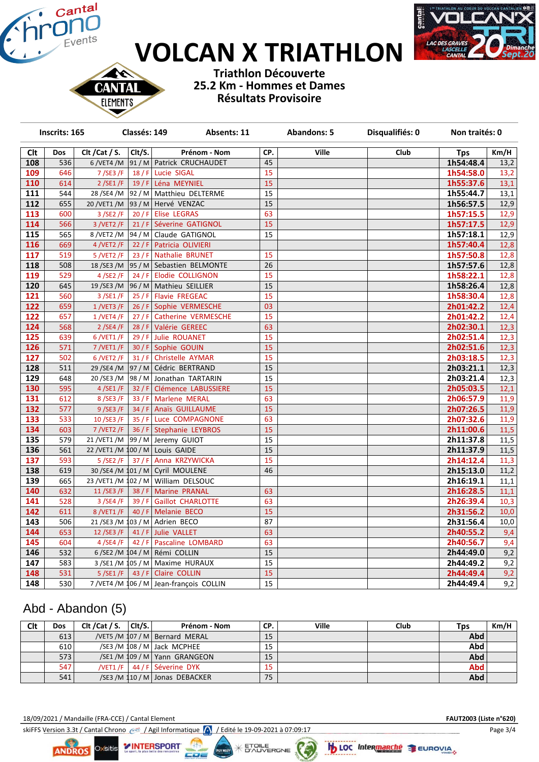# VOLCAN X TRIATHLON

**Triathlon Découverte**
**25.2 Km - Hommes et Dames**
**Résultats Provisoire**

| Inscrits: 165 | Classés: 149 | Absents: 11 | Abandons: 5 | Disqualifiés: 0 | Non traités: 0 |
|---|---|---|---|---|---|

| Clt | Dos | Clt /Cat / S. | Clt/S. | Prénom - Nom | CP. | Ville | Club | Tps | Km/H |
|---|---|---|---|---|---|---|---|---|---|
| 108 | 536 | 6 /VET4 /M | 91 / M | Patrick CRUCHAUDET | 45 | | | 1h54:48.4 | 13,2 |
| 109 | 646 | 7 /SE3 /F | 18 / F | Lucie SIGAL | 15 | | | 1h54:58.0 | 13,2 |
| 110 | 614 | 2 /SE1 /F | 19 / F | Léna MEYNIEL | 15 | | | 1h55:37.6 | 13,1 |
| 111 | 544 | 28 /SE4 /M | 92 / M | Matthieu DELTERME | 15 | | | 1h55:44.7 | 13,1 |
| 112 | 655 | 20 /VET1 /M | 93 / M | Hervé VENZAC | 15 | | | 1h56:57.5 | 12,9 |
| 113 | 600 | 3 /SE2 /F | 20 / F | Elise LEGRAS | 63 | | | 1h57:15.5 | 12,9 |
| 114 | 566 | 3 /VET2 /F | 21 / F | Séverine GATIGNOL | 15 | | | 1h57:17.5 | 12,9 |
| 115 | 565 | 8 /VET2 /M | 94 / M | Claude GATIGNOL | 15 | | | 1h57:18.1 | 12,9 |
| 116 | 669 | 4 /VET2 /F | 22 / F | Patricia OLIVIERI | | | | 1h57:40.4 | 12,8 |
| 117 | 519 | 5 /VET2 /F | 23 / F | Nathalie BRUNET | 15 | | | 1h57:50.8 | 12,8 |
| 118 | 508 | 18 /SE3 /M | 95 / M | Sebastien BELMONTE | 26 | | | 1h57:57.6 | 12,8 |
| 119 | 529 | 4 /SE2 /F | 24 / F | Elodie COLLIGNON | 15 | | | 1h58:22.1 | 12,8 |
| 120 | 645 | 19 /SE3 /M | 96 / M | Mathieu SEILLIER | 15 | | | 1h58:26.4 | 12,8 |
| 121 | 560 | 3 /SE1 /F | 25 / F | Flavie FREGEAC | 15 | | | 1h58:30.4 | 12,8 |
| 122 | 659 | 1 /VET3 /F | 26 / F | Sophie VERMESCHE | 03 | | | 2h01:42.2 | 12,4 |
| 122 | 657 | 1 /VET4 /F | 27 / F | Catherine VERMESCHE | 15 | | | 2h01:42.2 | 12,4 |
| 124 | 568 | 2 /SE4 /F | 28 / F | Valérie GEREEC | 63 | | | 2h02:30.1 | 12,3 |
| 125 | 639 | 6 /VET1 /F | 29 / F | Julie ROUANET | 15 | | | 2h02:51.4 | 12,3 |
| 126 | 571 | 7 /VET1 /F | 30 / F | Sophie GOUIN | 15 | | | 2h02:51.6 | 12,3 |
| 127 | 502 | 6 /VET2 /F | 31 / F | Christelle AYMAR | 15 | | | 2h03:18.5 | 12,3 |
| 128 | 511 | 29 /SE4 /M | 97 / M | Cédric BERTRAND | 15 | | | 2h03:21.1 | 12,3 |
| 129 | 648 | 20 /SE3 /M | 98 / M | Jonathan TARTARIN | 15 | | | 2h03:21.4 | 12,3 |
| 130 | 595 | 4 /SE1 /F | 32 / F | Clémence LABUSSIERE | 15 | | | 2h05:03.5 | 12,1 |
| 131 | 612 | 8 /SE3 /F | 33 / F | Marlene MERAL | 63 | | | 2h06:57.9 | 11,9 |
| 132 | 577 | 9 /SE3 /F | 34 / F | Anaïs GUILLAUME | 15 | | | 2h07:26.5 | 11,9 |
| 133 | 533 | 10 /SE3 /F | 35 / F | Luce COMPAGNONE | 63 | | | 2h07:32.6 | 11,9 |
| 134 | 603 | 7 /VET2 /F | 36 / F | Stephanie LEYBROS | 15 | | | 2h11:00.6 | 11,5 |
| 135 | 579 | 21 /VET1 /M | 99 / M | Jeremy GUIOT | 15 | | | 2h11:37.8 | 11,5 |
| 136 | 561 | 22 /VET1 /M | 100 / M | Louis GAIDE | 15 | | | 2h11:37.9 | 11,5 |
| 137 | 593 | 5 /SE2 /F | 37 / F | Anna KRZYWICKA | 15 | | | 2h14:12.4 | 11,3 |
| 138 | 619 | 30 /SE4 /M | 101 / M | Cyril MOULENE | 46 | | | 2h15:13.0 | 11,2 |
| 139 | 665 | 23 /VET1 /M | 102 / M | William DELSOUC | | | | 2h16:19.1 | 11,1 |
| 140 | 632 | 11 /SE3 /F | 38 / F | Marine PRANAL | 63 | | | 2h16:28.5 | 11,1 |
| 141 | 528 | 3 /SE4 /F | 39 / F | Gaillot CHARLOTTE | 63 | | | 2h26:39.4 | 10,3 |
| 142 | 611 | 8 /VET1 /F | 40 / F | Melanie BECO | 15 | | | 2h31:56.2 | 10,0 |
| 143 | 506 | 21 /SE3 /M | 103 / M | Adrien BECO | 87 | | | 2h31:56.4 | 10,0 |
| 144 | 653 | 12 /SE3 /F | 41 / F | Julie VALLET | 63 | | | 2h40:55.2 | 9,4 |
| 145 | 604 | 4 /SE4 /F | 42 / F | Pascaline LOMBARD | 63 | | | 2h40:56.7 | 9,4 |
| 146 | 532 | 6 /SE2 /M | 104 / M | Rémi COLLIN | 15 | | | 2h44:49.0 | 9,2 |
| 147 | 583 | 3 /SE1 /M | 105 / M | Maxime HURAUX | 15 | | | 2h44:49.2 | 9,2 |
| 148 | 531 | 5 /SE1 /F | 43 / F | Claire COLLIN | 15 | | | 2h44:49.4 | 9,2 |
| 148 | 530 | 7 /VET4 /M | 106 / M | Jean-françois COLLIN | 15 | | | 2h44:49.4 | 9,2 |

## Abd - Abandon (5)

| Clt | Dos | Clt /Cat / S. | Clt/S. | Prénom - Nom | CP. | Ville | Club | Tps | Km/H |
|---|---|---|---|---|---|---|---|---|---|
| | 613 | /VET5 /M | 107 / M | Bernard MERAL | 15 | | | Abd | |
| | 610 | /SE3 /M | 108 / M | Jack MCPHEE | 15 | | | Abd | |
| | 573 | /SE1 /M | 109 / M | Yann GRANGEON | 15 | | | Abd | |
| | 547 | /VET1 /F | 44 / F | Séverine DYK | 15 | | | Abd | |
| | 541 | /SE3 /M | 110 / M | Jonas DEBACKER | 75 | | | Abd | |

18/09/2021 / Mandaille (FRA-CCE) / Cantal Element — FAUT2003 (Liste n°620)

skiFFS Version 3.3t / Cantal Chrono / Agil Informatique / Edité le 19-09-2021 à 07:09:17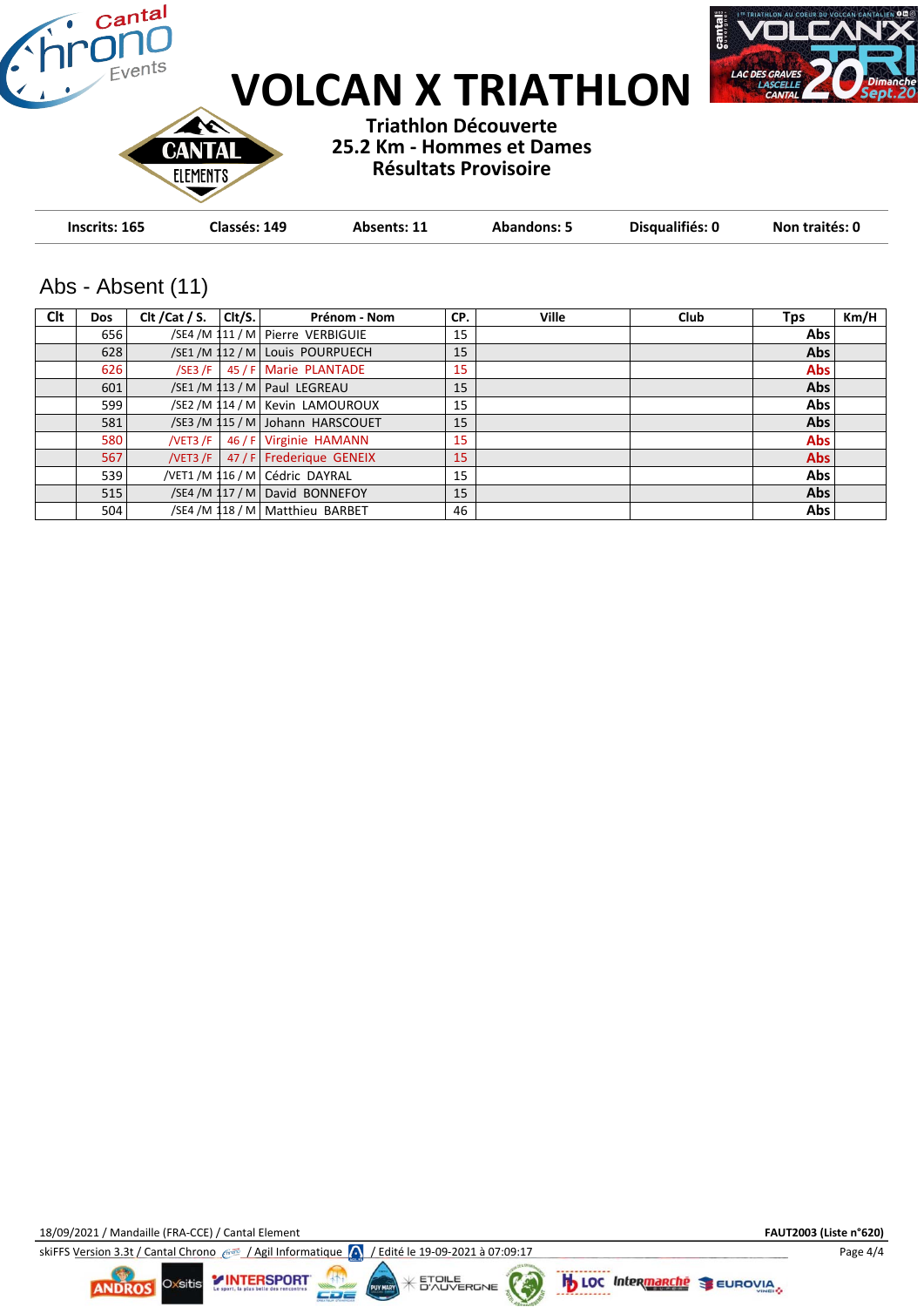# VOLCAN X TRIATHLON

**Triathlon Découverte**
**25.2 Km - Hommes et Dames**
**Résultats Provisoire**

**Inscrits: 165** | **Classés: 149** | **Absents: 11** | **Abandons: 5** | **Disqualifiés: 0** | **Non traités: 0**

## Abs - Absent (11)

| Clt | Dos | Clt /Cat / S. | Clt/S. | Prénom - Nom | CP. | Ville | Club | Tps | Km/H |
|---|---|---|---|---|---|---|---|---|---|
| | 656 | /SE4 /M | 111 / M | Pierre VERBIGUIE | 15 | | | Abs | |
| | 628 | /SE1 /M | 112 / M | Louis POURPUECH | 15 | | | Abs | |
| | 626 | /SE3 /F | 45 / F | Marie PLANTADE | 15 | | | Abs | |
| | 601 | /SE1 /M | 113 / M | Paul LEGREAU | 15 | | | Abs | |
| | 599 | /SE2 /M | 114 / M | Kevin LAMOUROUX | 15 | | | Abs | |
| | 581 | /SE3 /M | 115 / M | Johann HARSCOUET | 15 | | | Abs | |
| | 580 | /VET3 /F | 46 / F | Virginie HAMANN | 15 | | | Abs | |
| | 567 | /VET3 /F | 47 / F | Frederique GENEIX | 15 | | | Abs | |
| | 539 | /VET1 /M | 116 / M | Cédric DAYRAL | 15 | | | Abs | |
| | 515 | /SE4 /M | 117 / M | David BONNEFOY | 15 | | | Abs | |
| | 504 | /SE4 /M | 118 / M | Matthieu BARBET | 46 | | | Abs | |

18/09/2021 / Mandaille (FRA-CCE) / Cantal Element — **FAUT2003 (Liste n°620)**

skiFFS Version 3.3t / Cantal Chrono / Agil Informatique / Edité le 19-09-2021 à 07:09:17